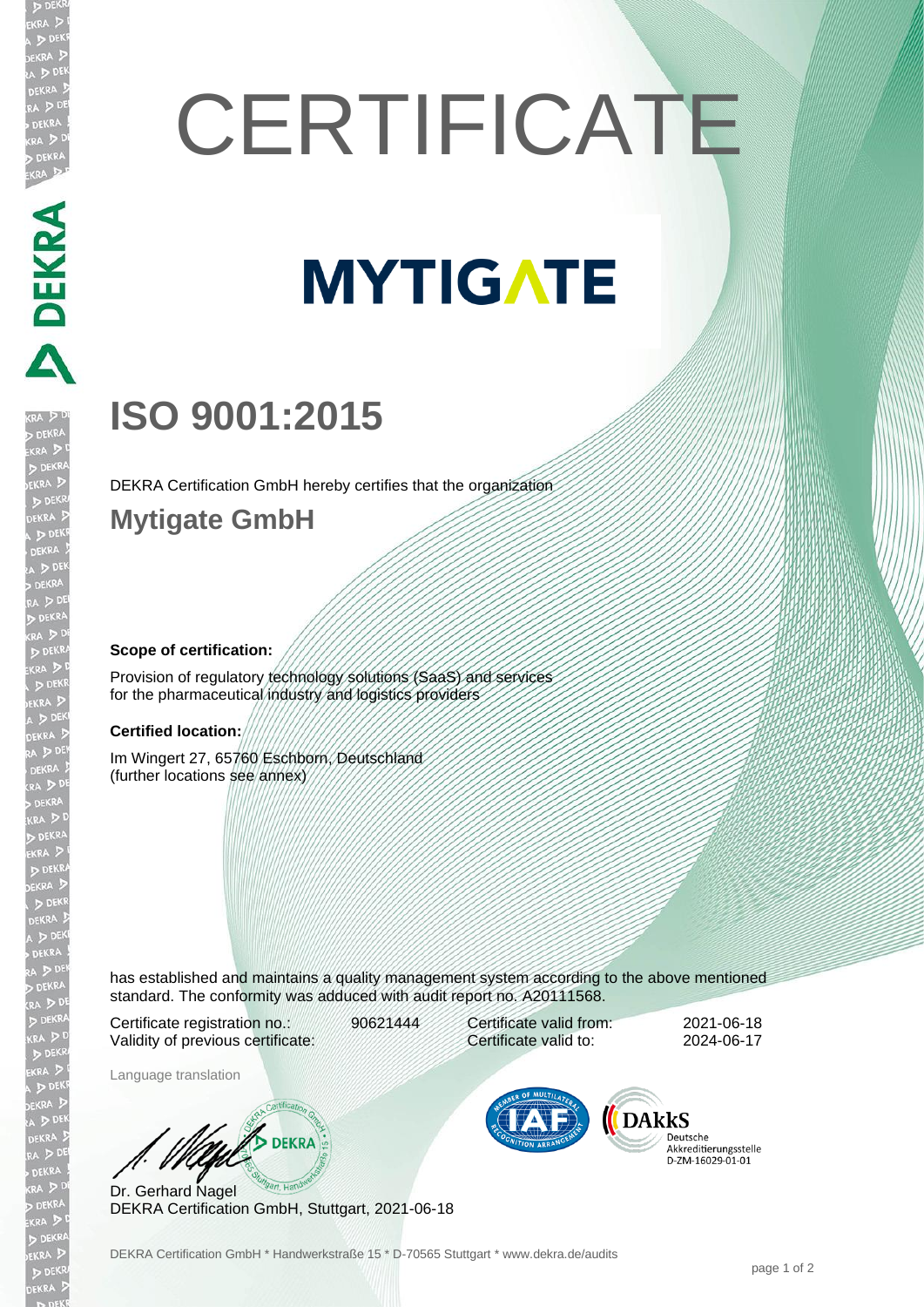# CERTIFICATE

# MYTIGATE

## ISO 9001:2015

DEKRA Certification GmbH hereby certifies that the organization

### Mytigate GmbH

**Scope of certification:**

Provision of regulatory technology solutions (SaaS) and services for the pharmaceutical industry and logistics providers

**Certified location:**

Im Wingert 27, 65760 Eschborn, Deutschland
(further locations see annex)

has established and maintains a quality management system according to the above mentioned standard. The conformity was adduced with audit report no. A20111568.

| | | | |
|---|---|---|---|
| Certificate registration no.: | 90621444 | Certificate valid from: | 2021-06-18 |
| Validity of previous certificate: | | Certificate valid to: | 2024-06-17 |

Language translation

Dr. Gerhard Nagel
DEKRA Certification GmbH, Stuttgart, 2021-06-18

DAkkS Deutsche Akkreditierungsstelle D-ZM-16029-01-01

DEKRA Certification GmbH * Handwerkstraße 15 * D-70565 Stuttgart * www.dekra.de/audits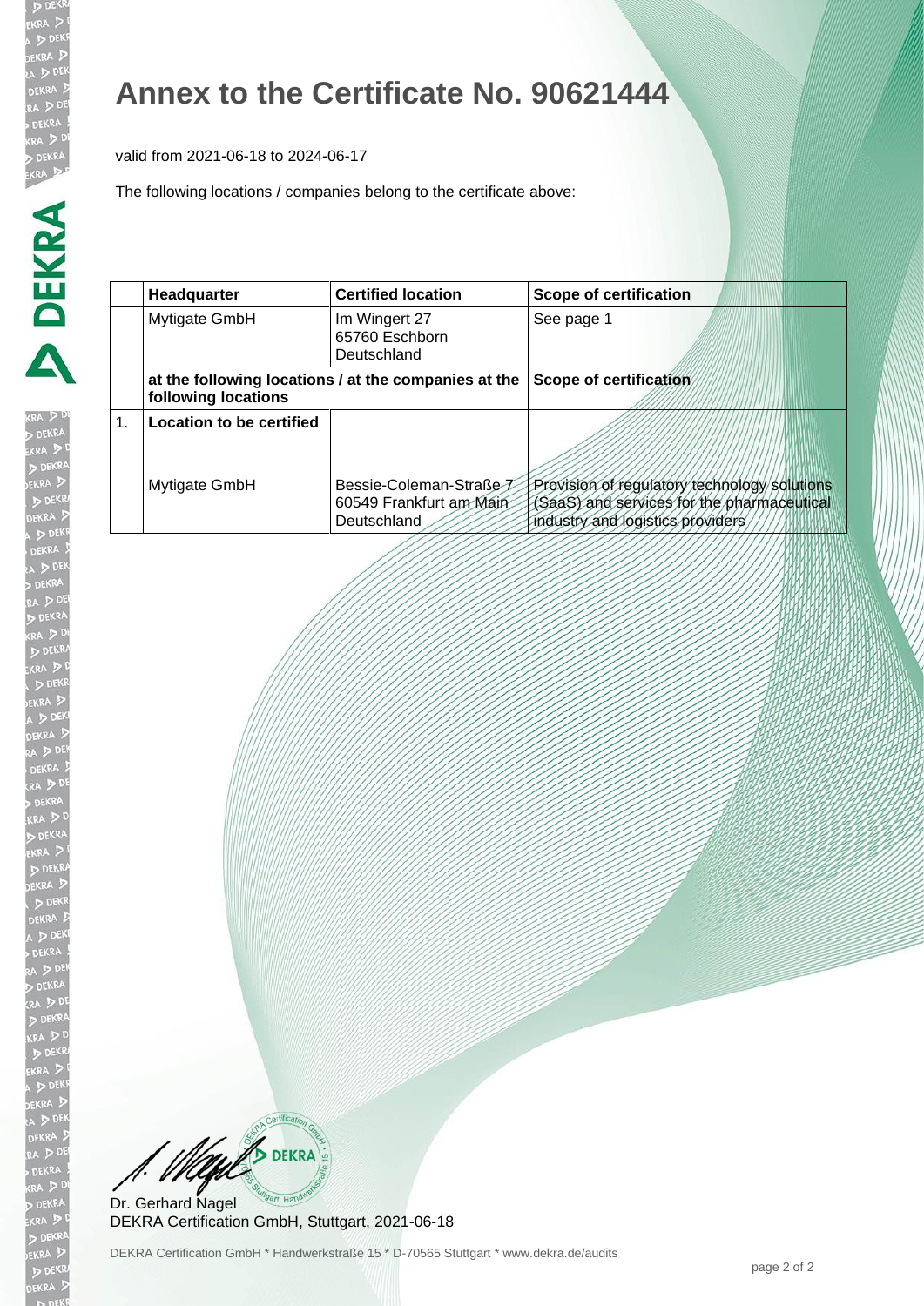# Annex to the Certificate No. 90621444

valid from 2021-06-18 to 2024-06-17

The following locations / companies belong to the certificate above:

| | Headquarter | Certified location | Scope of certification |
|---|---|---|---|
| | Mytigate GmbH | Im Wingert 27<br>65760 Eschborn<br>Deutschland | See page 1 |
| | **at the following locations / at the companies at the following locations** | | **Scope of certification** |
| 1. | **Location to be certified**<br><br>Mytigate GmbH | Bessie-Coleman-Straße 7<br>60549 Frankfurt am Main<br>Deutschland | Provision of regulatory technology solutions (SaaS) and services for the pharmaceutical industry and logistics providers |

Dr. Gerhard Nagel
DEKRA Certification GmbH, Stuttgart, 2021-06-18

DEKRA Certification GmbH * Handwerkstraße 15 * D-70565 Stuttgart * www.dekra.de/audits